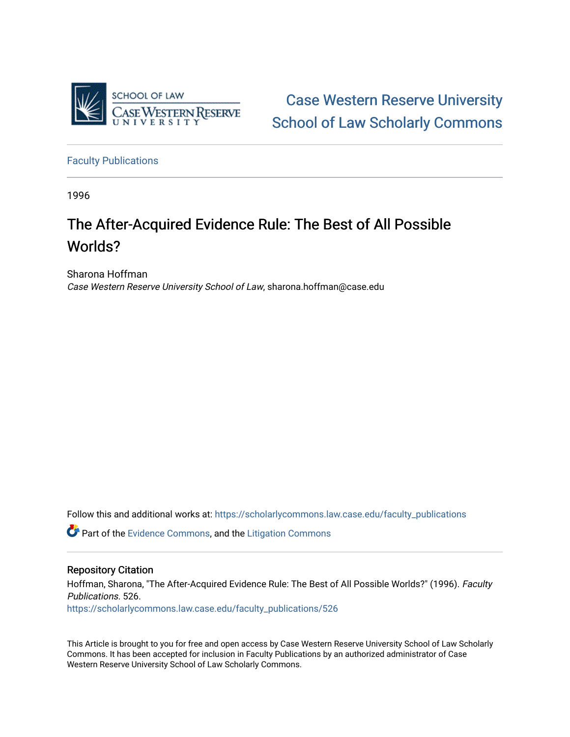Case Western Reserve University School of Law Scholarly Commons

Faculty Publications

1996

# The After-Acquired Evidence Rule: The Best of All Possible Worlds?

Sharona Hoffman
*Case Western Reserve University School of Law*, sharona.hoffman@case.edu

Follow this and additional works at: https://scholarlycommons.law.case.edu/faculty_publications

Part of the Evidence Commons, and the Litigation Commons

## Repository Citation

Hoffman, Sharona, "The After-Acquired Evidence Rule: The Best of All Possible Worlds?" (1996). *Faculty Publications*. 526.
https://scholarlycommons.law.case.edu/faculty_publications/526

This Article is brought to you for free and open access by Case Western Reserve University School of Law Scholarly Commons. It has been accepted for inclusion in Faculty Publications by an authorized administrator of Case Western Reserve University School of Law Scholarly Commons.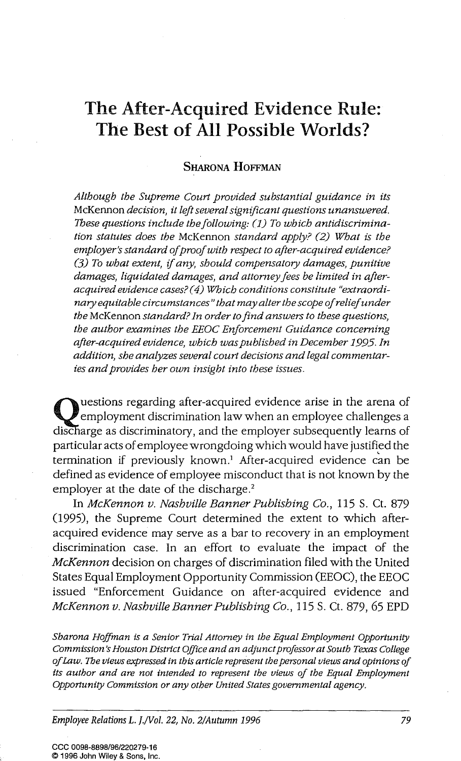# The After-Acquired Evidence Rule: The Best of All Possible Worlds?

**Sharona Hoffman**

*Although the Supreme Court provided substantial guidance in its* McKennon *decision, it left several significant questions unanswered. These questions include the following: (1) To which antidiscrimination statutes does the* McKennon *standard apply? (2) What is the employer's standard of proof with respect to after-acquired evidence? (3) To what extent, if any, should compensatory damages, punitive damages, liquidated damages, and attorney fees be limited in after-acquired evidence cases? (4) Which conditions constitute "extraordinary equitable circumstances" that may alter the scope of relief under the* McKennon *standard? In order to find answers to these questions, the author examines the EEOC Enforcement Guidance concerning after-acquired evidence, which was published in December 1995. In addition, she analyzes several court decisions and legal commentaries and provides her own insight into these issues.*

Questions regarding after-acquired evidence arise in the arena of employment discrimination law when an employee challenges a discharge as discriminatory, and the employer subsequently learns of particular acts of employee wrongdoing which would have justified the termination if previously known.[1] After-acquired evidence can be defined as evidence of employee misconduct that is not known by the employer at the date of the discharge.[2]

In *McKennon v. Nashville Banner Publishing Co.*, 115 S. Ct. 879 (1995), the Supreme Court determined the extent to which after-acquired evidence may serve as a bar to recovery in an employment discrimination case. In an effort to evaluate the impact of the *McKennon* decision on charges of discrimination filed with the United States Equal Employment Opportunity Commission (EEOC), the EEOC issued "Enforcement Guidance on after-acquired evidence and *McKennon v. Nashville Banner Publishing Co.*, 115 S. Ct. 879, 65 EPD

*Sharona Hoffman is a Senior Trial Attorney in the Equal Employment Opportunity Commission's Houston District Office and an adjunct professor at South Texas College of Law. The views expressed in this article represent the personal views and opinions of its author and are not intended to represent the views of the Equal Employment Opportunity Commission or any other United States governmental agency.*

CCC 0098-8898/96/220279-16
© 1996 John Wiley & Sons, Inc.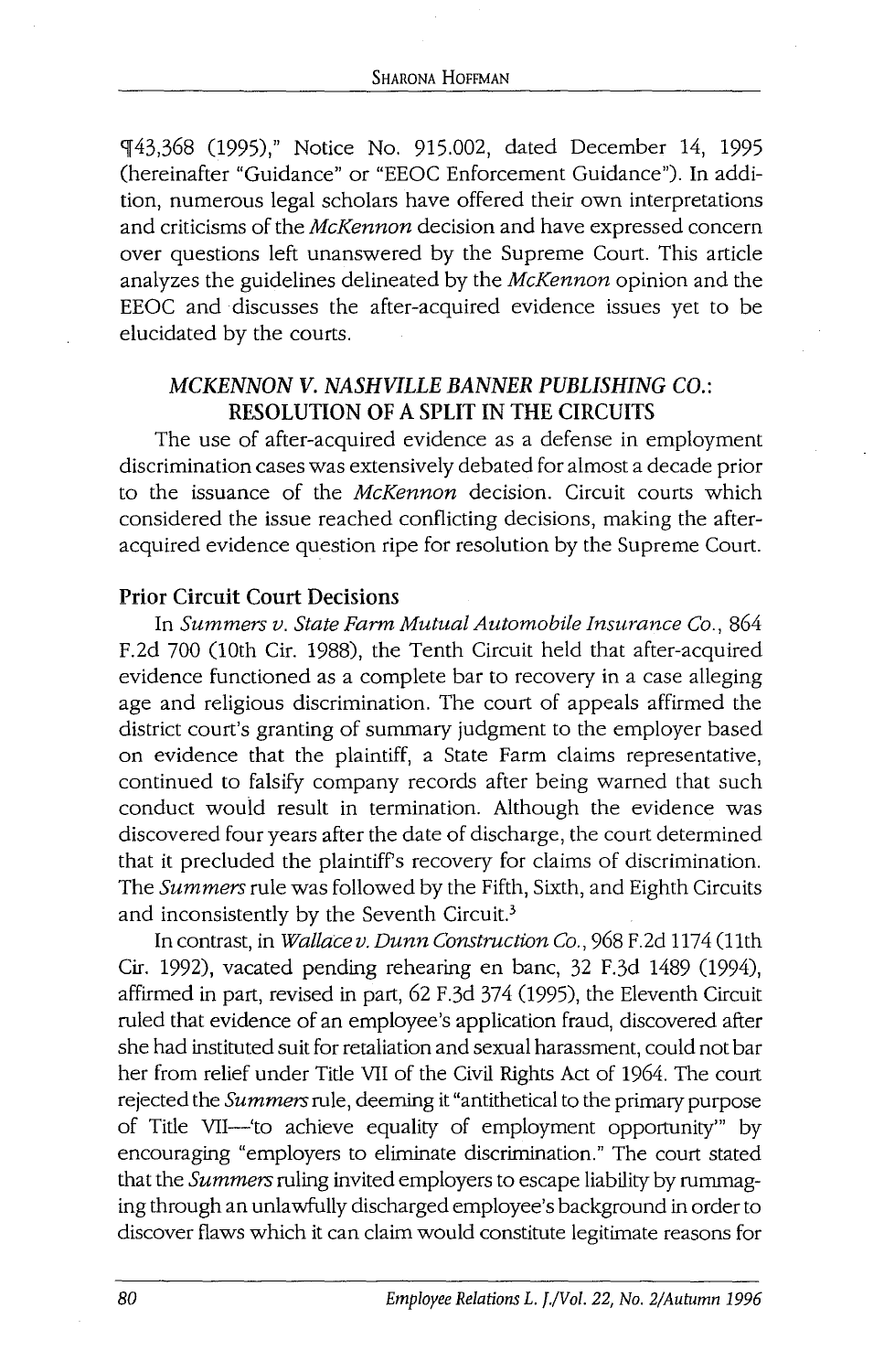¶43,368 (1995)," Notice No. 915.002, dated December 14, 1995 (hereinafter "Guidance" or "EEOC Enforcement Guidance"). In addition, numerous legal scholars have offered their own interpretations and criticisms of the *McKennon* decision and have expressed concern over questions left unanswered by the Supreme Court. This article analyzes the guidelines delineated by the *McKennon* opinion and the EEOC and discusses the after-acquired evidence issues yet to be elucidated by the courts.

## *MCKENNON V. NASHVILLE BANNER PUBLISHING CO.*: RESOLUTION OF A SPLIT IN THE CIRCUITS

The use of after-acquired evidence as a defense in employment discrimination cases was extensively debated for almost a decade prior to the issuance of the *McKennon* decision. Circuit courts which considered the issue reached conflicting decisions, making the after-acquired evidence question ripe for resolution by the Supreme Court.

### Prior Circuit Court Decisions

In *Summers v. State Farm Mutual Automobile Insurance Co.*, 864 F.2d 700 (10th Cir. 1988), the Tenth Circuit held that after-acquired evidence functioned as a complete bar to recovery in a case alleging age and religious discrimination. The court of appeals affirmed the district court's granting of summary judgment to the employer based on evidence that the plaintiff, a State Farm claims representative, continued to falsify company records after being warned that such conduct would result in termination. Although the evidence was discovered four years after the date of discharge, the court determined that it precluded the plaintiff's recovery for claims of discrimination. The *Summers* rule was followed by the Fifth, Sixth, and Eighth Circuits and inconsistently by the Seventh Circuit.[3]

In contrast, in *Wallace v. Dunn Construction Co.*, 968 F.2d 1174 (11th Cir. 1992), vacated pending rehearing en banc, 32 F.3d 1489 (1994), affirmed in part, revised in part, 62 F.3d 374 (1995), the Eleventh Circuit ruled that evidence of an employee's application fraud, discovered after she had instituted suit for retaliation and sexual harassment, could not bar her from relief under Title VII of the Civil Rights Act of 1964. The court rejected the *Summers* rule, deeming it "antithetical to the primary purpose of Title VII—'to achieve equality of employment opportunity'" by encouraging "employers to eliminate discrimination." The court stated that the *Summers* ruling invited employers to escape liability by rummaging through an unlawfully discharged employee's background in order to discover flaws which it can claim would constitute legitimate reasons for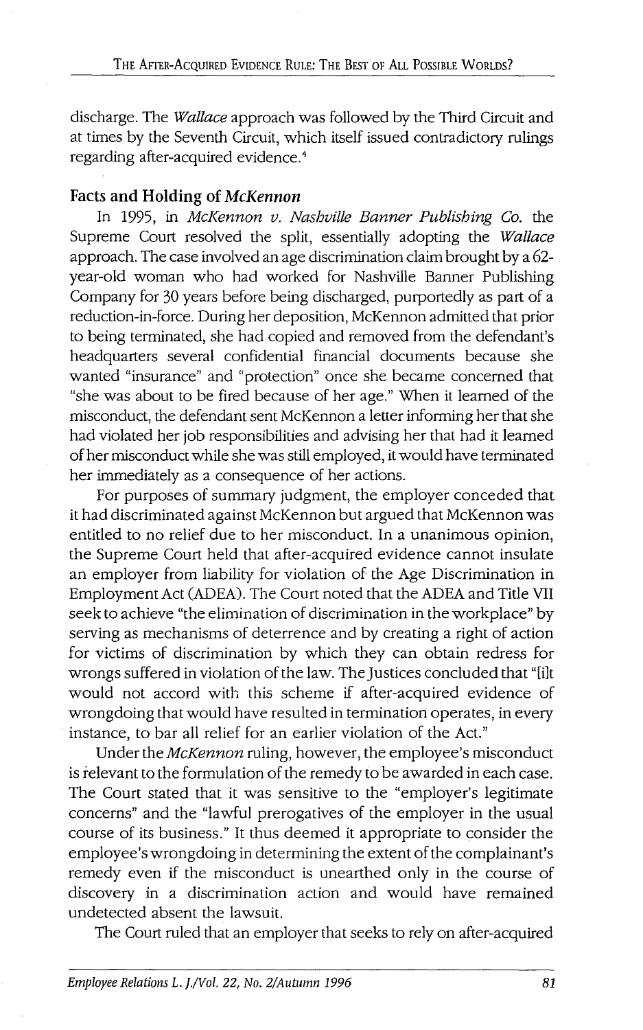discharge. The *Wallace* approach was followed by the Third Circuit and at times by the Seventh Circuit, which itself issued contradictory rulings regarding after-acquired evidence.[4]

## Facts and Holding of *McKennon*

In 1995, in *McKennon v. Nashville Banner Publishing Co.* the Supreme Court resolved the split, essentially adopting the *Wallace* approach. The case involved an age discrimination claim brought by a 62-year-old woman who had worked for Nashville Banner Publishing Company for 30 years before being discharged, purportedly as part of a reduction-in-force. During her deposition, McKennon admitted that prior to being terminated, she had copied and removed from the defendant's headquarters several confidential financial documents because she wanted "insurance" and "protection" once she became concerned that "she was about to be fired because of her age." When it learned of the misconduct, the defendant sent McKennon a letter informing her that she had violated her job responsibilities and advising her that had it learned of her misconduct while she was still employed, it would have terminated her immediately as a consequence of her actions.

For purposes of summary judgment, the employer conceded that it had discriminated against McKennon but argued that McKennon was entitled to no relief due to her misconduct. In a unanimous opinion, the Supreme Court held that after-acquired evidence cannot insulate an employer from liability for violation of the Age Discrimination in Employment Act (ADEA). The Court noted that the ADEA and Title VII seek to achieve "the elimination of discrimination in the workplace" by serving as mechanisms of deterrence and by creating a right of action for victims of discrimination by which they can obtain redress for wrongs suffered in violation of the law. The Justices concluded that "[i]t would not accord with this scheme if after-acquired evidence of wrongdoing that would have resulted in termination operates, in every instance, to bar all relief for an earlier violation of the Act."

Under the *McKennon* ruling, however, the employee's misconduct is relevant to the formulation of the remedy to be awarded in each case. The Court stated that it was sensitive to the "employer's legitimate concerns" and the "lawful prerogatives of the employer in the usual course of its business." It thus deemed it appropriate to consider the employee's wrongdoing in determining the extent of the complainant's remedy even if the misconduct is unearthed only in the course of discovery in a discrimination action and would have remained undetected absent the lawsuit.

The Court ruled that an employer that seeks to rely on after-acquired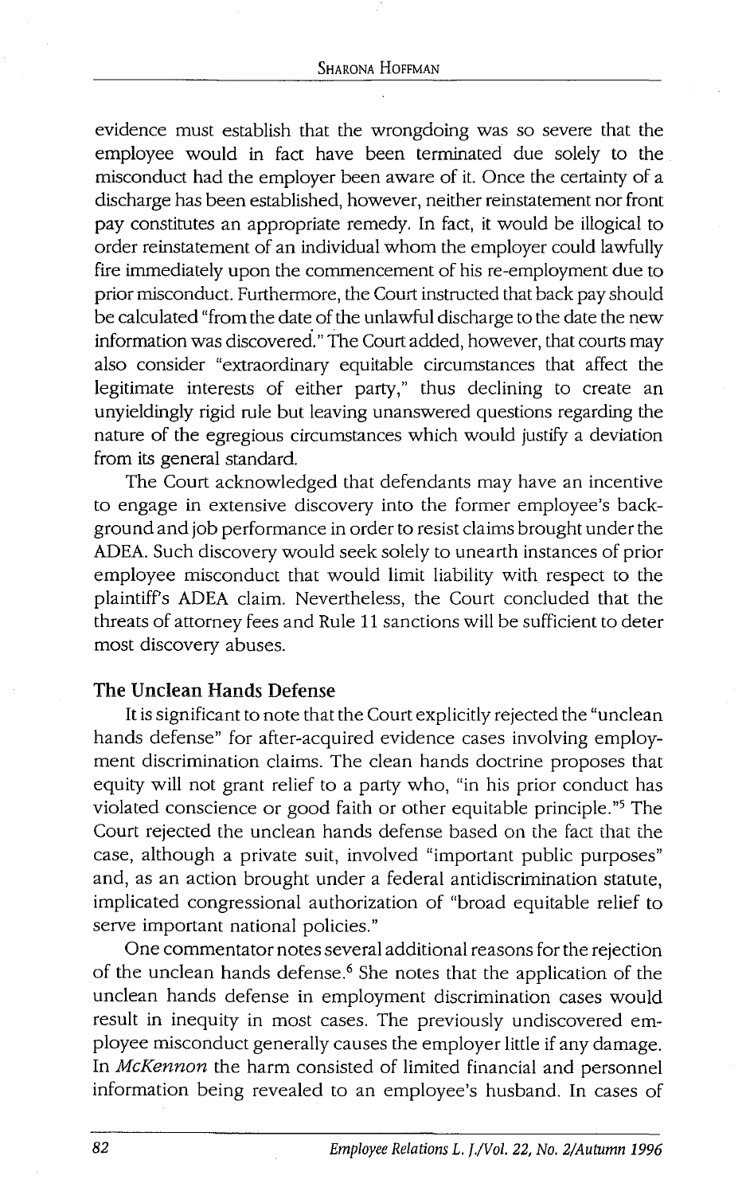evidence must establish that the wrongdoing was so severe that the employee would in fact have been terminated due solely to the misconduct had the employer been aware of it. Once the certainty of a discharge has been established, however, neither reinstatement nor front pay constitutes an appropriate remedy. In fact, it would be illogical to order reinstatement of an individual whom the employer could lawfully fire immediately upon the commencement of his re-employment due to prior misconduct. Furthermore, the Court instructed that back pay should be calculated "from the date of the unlawful discharge to the date the new information was discovered." The Court added, however, that courts may also consider "extraordinary equitable circumstances that affect the legitimate interests of either party," thus declining to create an unyieldingly rigid rule but leaving unanswered questions regarding the nature of the egregious circumstances which would justify a deviation from its general standard.

The Court acknowledged that defendants may have an incentive to engage in extensive discovery into the former employee's background and job performance in order to resist claims brought under the ADEA. Such discovery would seek solely to unearth instances of prior employee misconduct that would limit liability with respect to the plaintiff's ADEA claim. Nevertheless, the Court concluded that the threats of attorney fees and Rule 11 sanctions will be sufficient to deter most discovery abuses.

## The Unclean Hands Defense

It is significant to note that the Court explicitly rejected the "unclean hands defense" for after-acquired evidence cases involving employment discrimination claims. The clean hands doctrine proposes that equity will not grant relief to a party who, "in his prior conduct has violated conscience or good faith or other equitable principle."[5] The Court rejected the unclean hands defense based on the fact that the case, although a private suit, involved "important public purposes" and, as an action brought under a federal antidiscrimination statute, implicated congressional authorization of "broad equitable relief to serve important national policies."

One commentator notes several additional reasons for the rejection of the unclean hands defense.[6] She notes that the application of the unclean hands defense in employment discrimination cases would result in inequity in most cases. The previously undiscovered employee misconduct generally causes the employer little if any damage. In *McKennon* the harm consisted of limited financial and personnel information being revealed to an employee's husband. In cases of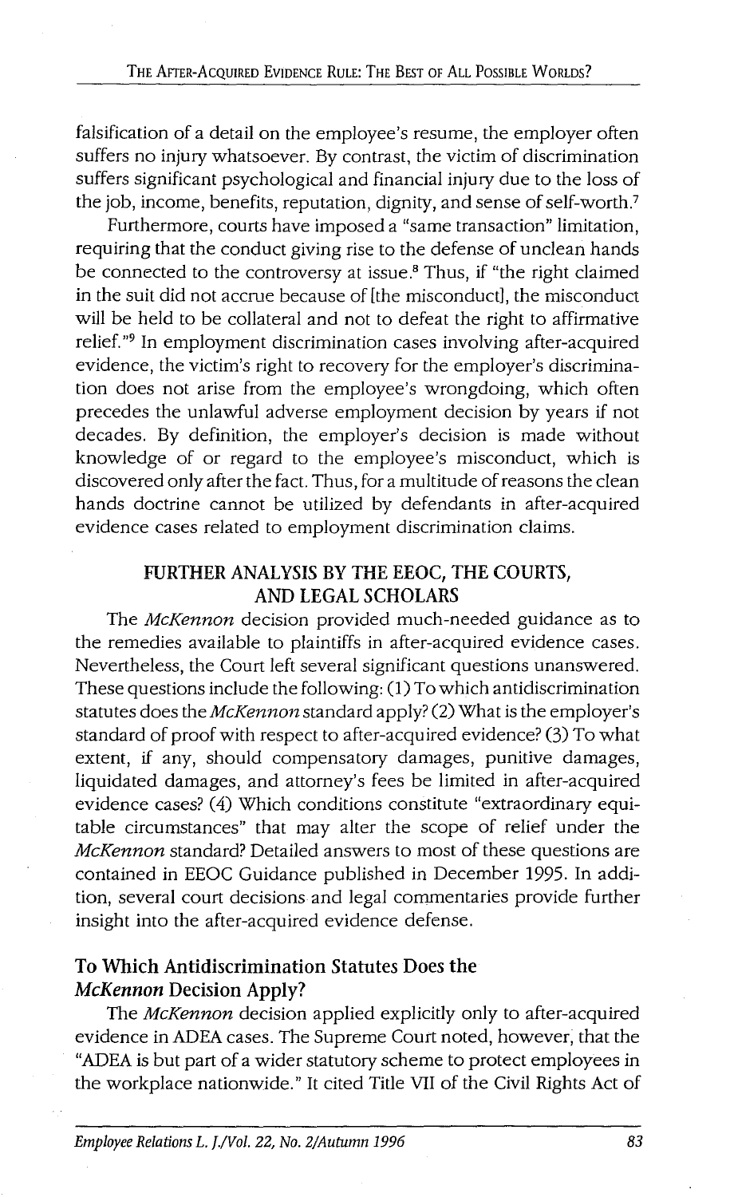falsification of a detail on the employee's resume, the employer often suffers no injury whatsoever. By contrast, the victim of discrimination suffers significant psychological and financial injury due to the loss of the job, income, benefits, reputation, dignity, and sense of self-worth.[7]

Furthermore, courts have imposed a "same transaction" limitation, requiring that the conduct giving rise to the defense of unclean hands be connected to the controversy at issue.[8] Thus, if "the right claimed in the suit did not accrue because of [the misconduct], the misconduct will be held to be collateral and not to defeat the right to affirmative relief."[9] In employment discrimination cases involving after-acquired evidence, the victim's right to recovery for the employer's discrimination does not arise from the employee's wrongdoing, which often precedes the unlawful adverse employment decision by years if not decades. By definition, the employer's decision is made without knowledge of or regard to the employee's misconduct, which is discovered only after the fact. Thus, for a multitude of reasons the clean hands doctrine cannot be utilized by defendants in after-acquired evidence cases related to employment discrimination claims.

## FURTHER ANALYSIS BY THE EEOC, THE COURTS, AND LEGAL SCHOLARS

The *McKennon* decision provided much-needed guidance as to the remedies available to plaintiffs in after-acquired evidence cases. Nevertheless, the Court left several significant questions unanswered. These questions include the following: (1) To which antidiscrimination statutes does the *McKennon* standard apply? (2) What is the employer's standard of proof with respect to after-acquired evidence? (3) To what extent, if any, should compensatory damages, punitive damages, liquidated damages, and attorney's fees be limited in after-acquired evidence cases? (4) Which conditions constitute "extraordinary equitable circumstances" that may alter the scope of relief under the *McKennon* standard? Detailed answers to most of these questions are contained in EEOC Guidance published in December 1995. In addition, several court decisions and legal commentaries provide further insight into the after-acquired evidence defense.

### To Which Antidiscrimination Statutes Does the *McKennon* Decision Apply?

The *McKennon* decision applied explicitly only to after-acquired evidence in ADEA cases. The Supreme Court noted, however, that the "ADEA is but part of a wider statutory scheme to protect employees in the workplace nationwide." It cited Title VII of the Civil Rights Act of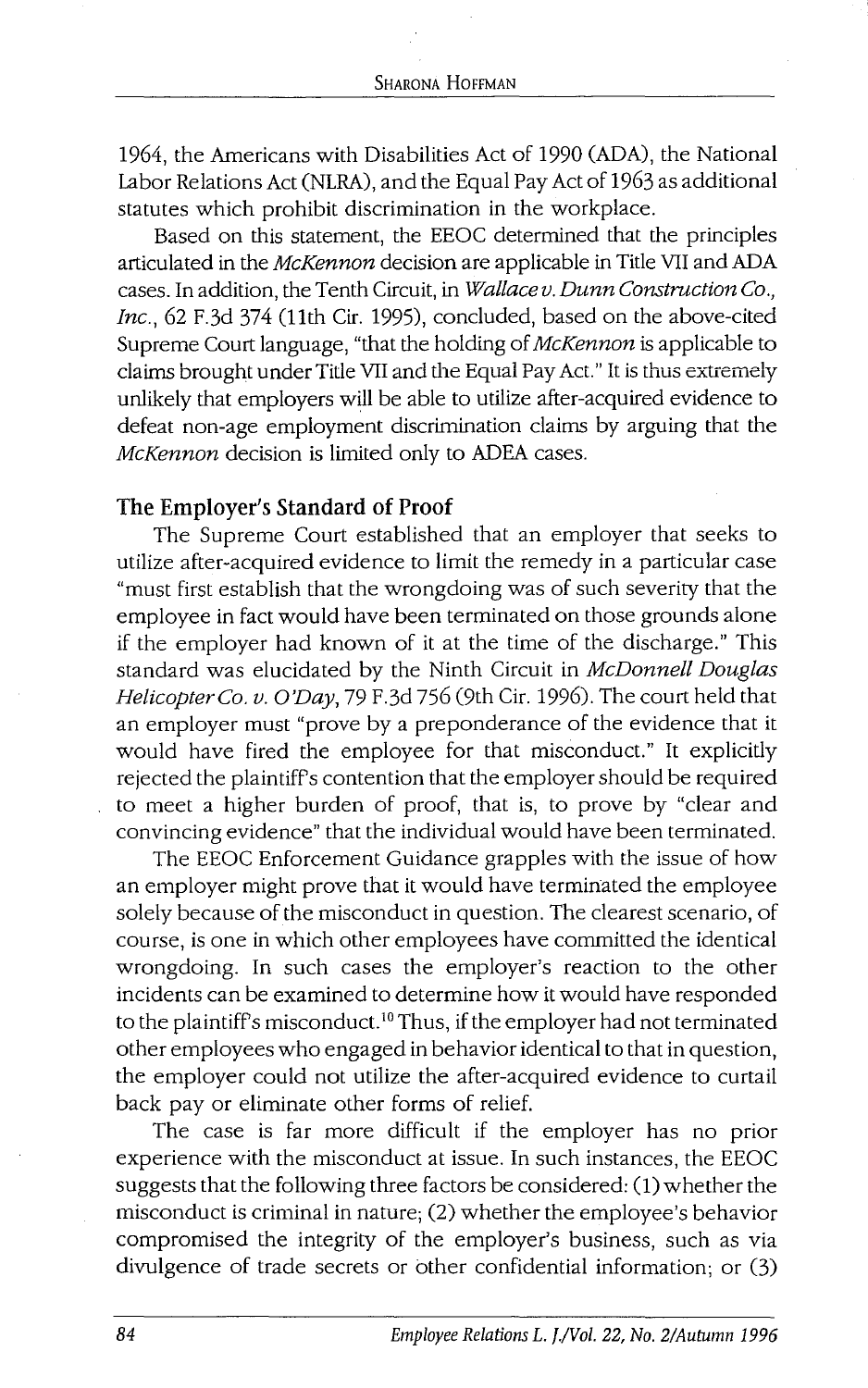1964, the Americans with Disabilities Act of 1990 (ADA), the National Labor Relations Act (NLRA), and the Equal Pay Act of 1963 as additional statutes which prohibit discrimination in the workplace.

Based on this statement, the EEOC determined that the principles articulated in the *McKennon* decision are applicable in Title VII and ADA cases. In addition, the Tenth Circuit, in *Wallace v. Dunn Construction Co., Inc.*, 62 F.3d 374 (11th Cir. 1995), concluded, based on the above-cited Supreme Court language, "that the holding of *McKennon* is applicable to claims brought under Title VII and the Equal Pay Act." It is thus extremely unlikely that employers will be able to utilize after-acquired evidence to defeat non-age employment discrimination claims by arguing that the *McKennon* decision is limited only to ADEA cases.

## The Employer's Standard of Proof

The Supreme Court established that an employer that seeks to utilize after-acquired evidence to limit the remedy in a particular case "must first establish that the wrongdoing was of such severity that the employee in fact would have been terminated on those grounds alone if the employer had known of it at the time of the discharge." This standard was elucidated by the Ninth Circuit in *McDonnell Douglas Helicopter Co. v. O'Day*, 79 F.3d 756 (9th Cir. 1996). The court held that an employer must "prove by a preponderance of the evidence that it would have fired the employee for that misconduct." It explicitly rejected the plaintiff's contention that the employer should be required to meet a higher burden of proof, that is, to prove by "clear and convincing evidence" that the individual would have been terminated.

The EEOC Enforcement Guidance grapples with the issue of how an employer might prove that it would have terminated the employee solely because of the misconduct in question. The clearest scenario, of course, is one in which other employees have committed the identical wrongdoing. In such cases the employer's reaction to the other incidents can be examined to determine how it would have responded to the plaintiff's misconduct.[10] Thus, if the employer had not terminated other employees who engaged in behavior identical to that in question, the employer could not utilize the after-acquired evidence to curtail back pay or eliminate other forms of relief.

The case is far more difficult if the employer has no prior experience with the misconduct at issue. In such instances, the EEOC suggests that the following three factors be considered: (1) whether the misconduct is criminal in nature; (2) whether the employee's behavior compromised the integrity of the employer's business, such as via divulgence of trade secrets or other confidential information; or (3)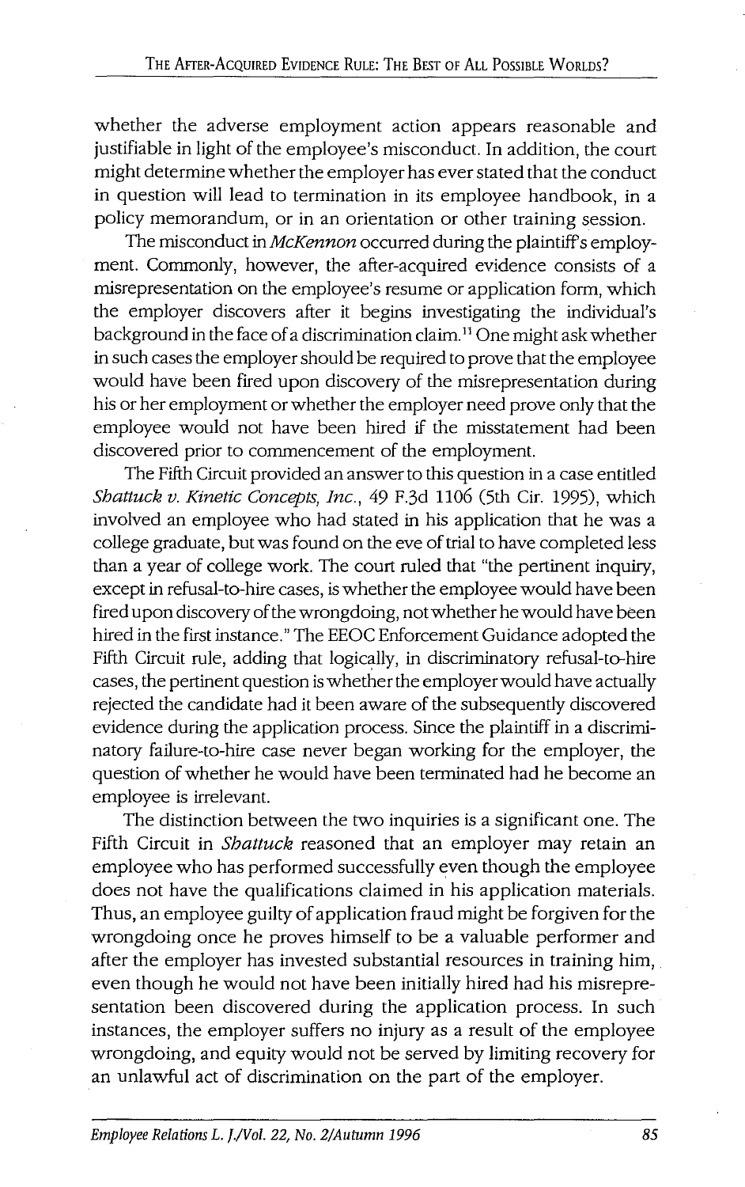whether the adverse employment action appears reasonable and justifiable in light of the employee's misconduct. In addition, the court might determine whether the employer has ever stated that the conduct in question will lead to termination in its employee handbook, in a policy memorandum, or in an orientation or other training session.

The misconduct in *McKennon* occurred during the plaintiff's employment. Commonly, however, the after-acquired evidence consists of a misrepresentation on the employee's resume or application form, which the employer discovers after it begins investigating the individual's background in the face of a discrimination claim.[11] One might ask whether in such cases the employer should be required to prove that the employee would have been fired upon discovery of the misrepresentation during his or her employment or whether the employer need prove only that the employee would not have been hired if the misstatement had been discovered prior to commencement of the employment.

The Fifth Circuit provided an answer to this question in a case entitled *Shattuck v. Kinetic Concepts, Inc.*, 49 F.3d 1106 (5th Cir. 1995), which involved an employee who had stated in his application that he was a college graduate, but was found on the eve of trial to have completed less than a year of college work. The court ruled that "the pertinent inquiry, except in refusal-to-hire cases, is whether the employee would have been fired upon discovery of the wrongdoing, not whether he would have been hired in the first instance." The EEOC Enforcement Guidance adopted the Fifth Circuit rule, adding that logically, in discriminatory refusal-to-hire cases, the pertinent question is whether the employer would have actually rejected the candidate had it been aware of the subsequently discovered evidence during the application process. Since the plaintiff in a discriminatory failure-to-hire case never began working for the employer, the question of whether he would have been terminated had he become an employee is irrelevant.

The distinction between the two inquiries is a significant one. The Fifth Circuit in *Shattuck* reasoned that an employer may retain an employee who has performed successfully even though the employee does not have the qualifications claimed in his application materials. Thus, an employee guilty of application fraud might be forgiven for the wrongdoing once he proves himself to be a valuable performer and after the employer has invested substantial resources in training him, even though he would not have been initially hired had his misrepresentation been discovered during the application process. In such instances, the employer suffers no injury as a result of the employee wrongdoing, and equity would not be served by limiting recovery for an unlawful act of discrimination on the part of the employer.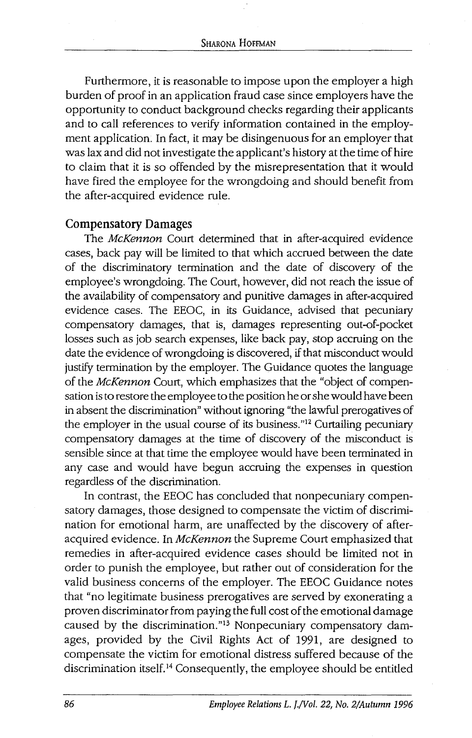Furthermore, it is reasonable to impose upon the employer a high burden of proof in an application fraud case since employers have the opportunity to conduct background checks regarding their applicants and to call references to verify information contained in the employment application. In fact, it may be disingenuous for an employer that was lax and did not investigate the applicant's history at the time of hire to claim that it is so offended by the misrepresentation that it would have fired the employee for the wrongdoing and should benefit from the after-acquired evidence rule.

## Compensatory Damages

The *McKennon* Court determined that in after-acquired evidence cases, back pay will be limited to that which accrued between the date of the discriminatory termination and the date of discovery of the employee's wrongdoing. The Court, however, did not reach the issue of the availability of compensatory and punitive damages in after-acquired evidence cases. The EEOC, in its Guidance, advised that pecuniary compensatory damages, that is, damages representing out-of-pocket losses such as job search expenses, like back pay, stop accruing on the date the evidence of wrongdoing is discovered, if that misconduct would justify termination by the employer. The Guidance quotes the language of the *McKennon* Court, which emphasizes that the "object of compensation is to restore the employee to the position he or she would have been in absent the discrimination" without ignoring "the lawful prerogatives of the employer in the usual course of its business."[12] Curtailing pecuniary compensatory damages at the time of discovery of the misconduct is sensible since at that time the employee would have been terminated in any case and would have begun accruing the expenses in question regardless of the discrimination.

In contrast, the EEOC has concluded that nonpecuniary compensatory damages, those designed to compensate the victim of discrimination for emotional harm, are unaffected by the discovery of after-acquired evidence. In *McKennon* the Supreme Court emphasized that remedies in after-acquired evidence cases should be limited not in order to punish the employee, but rather out of consideration for the valid business concerns of the employer. The EEOC Guidance notes that "no legitimate business prerogatives are served by exonerating a proven discriminator from paying the full cost of the emotional damage caused by the discrimination."[13] Nonpecuniary compensatory damages, provided by the Civil Rights Act of 1991, are designed to compensate the victim for emotional distress suffered because of the discrimination itself.[14] Consequently, the employee should be entitled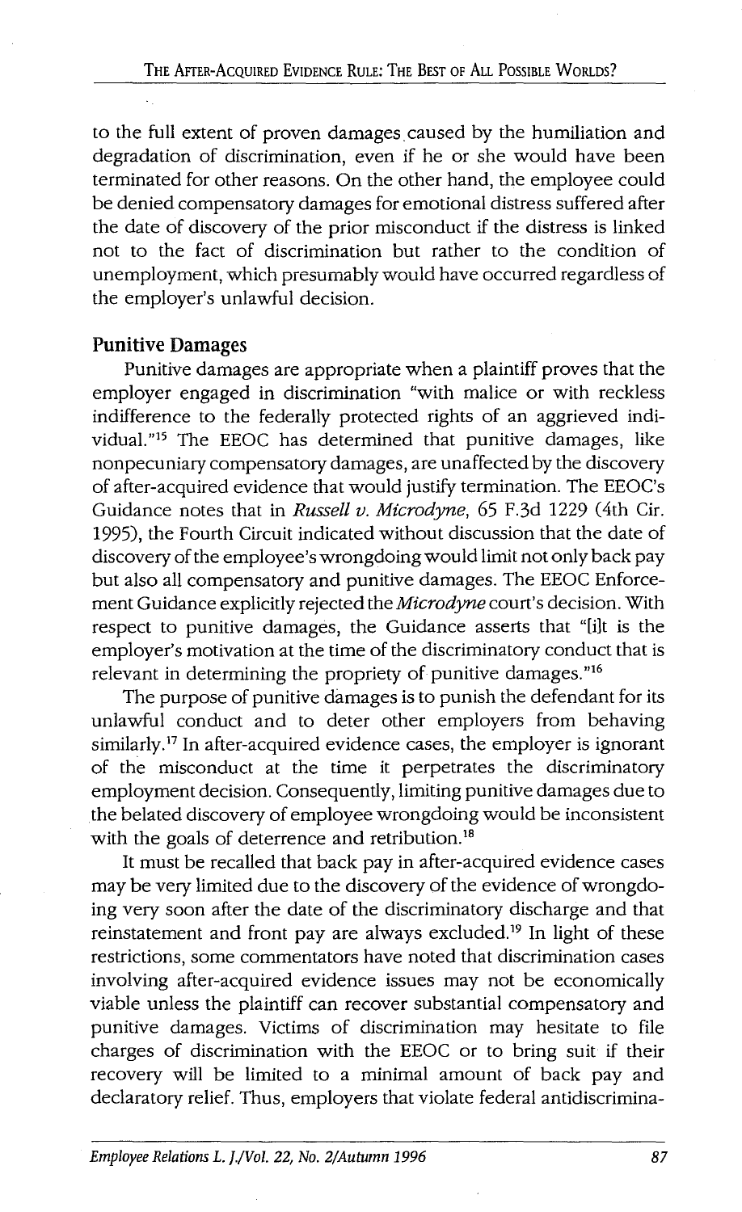to the full extent of proven damages caused by the humiliation and degradation of discrimination, even if he or she would have been terminated for other reasons. On the other hand, the employee could be denied compensatory damages for emotional distress suffered after the date of discovery of the prior misconduct if the distress is linked not to the fact of discrimination but rather to the condition of unemployment, which presumably would have occurred regardless of the employer's unlawful decision.

## Punitive Damages

Punitive damages are appropriate when a plaintiff proves that the employer engaged in discrimination "with malice or with reckless indifference to the federally protected rights of an aggrieved individual."[15] The EEOC has determined that punitive damages, like nonpecuniary compensatory damages, are unaffected by the discovery of after-acquired evidence that would justify termination. The EEOC's Guidance notes that in *Russell v. Microdyne*, 65 F.3d 1229 (4th Cir. 1995), the Fourth Circuit indicated without discussion that the date of discovery of the employee's wrongdoing would limit not only back pay but also all compensatory and punitive damages. The EEOC Enforcement Guidance explicitly rejected the *Microdyne* court's decision. With respect to punitive damages, the Guidance asserts that "[i]t is the employer's motivation at the time of the discriminatory conduct that is relevant in determining the propriety of punitive damages."[16]

The purpose of punitive damages is to punish the defendant for its unlawful conduct and to deter other employers from behaving similarly.[17] In after-acquired evidence cases, the employer is ignorant of the misconduct at the time it perpetrates the discriminatory employment decision. Consequently, limiting punitive damages due to the belated discovery of employee wrongdoing would be inconsistent with the goals of deterrence and retribution.[18]

It must be recalled that back pay in after-acquired evidence cases may be very limited due to the discovery of the evidence of wrongdoing very soon after the date of the discriminatory discharge and that reinstatement and front pay are always excluded.[19] In light of these restrictions, some commentators have noted that discrimination cases involving after-acquired evidence issues may not be economically viable unless the plaintiff can recover substantial compensatory and punitive damages. Victims of discrimination may hesitate to file charges of discrimination with the EEOC or to bring suit if their recovery will be limited to a minimal amount of back pay and declaratory relief. Thus, employers that violate federal antidiscrimina-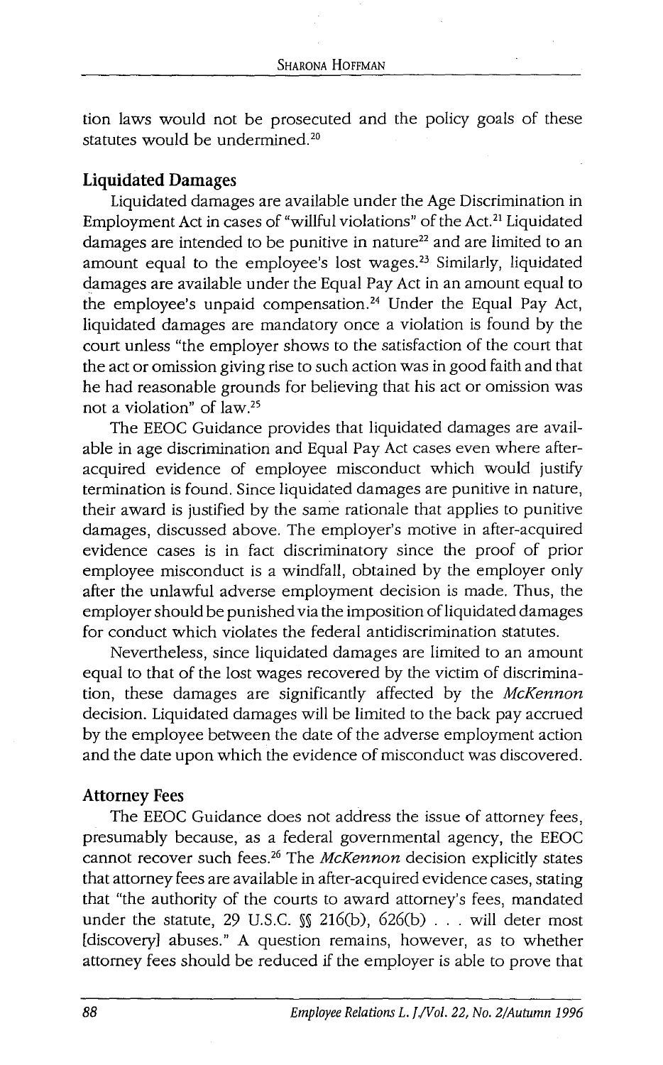tion laws would not be prosecuted and the policy goals of these statutes would be undermined.[20]

## Liquidated Damages

Liquidated damages are available under the Age Discrimination in Employment Act in cases of "willful violations" of the Act.[21] Liquidated damages are intended to be punitive in nature[22] and are limited to an amount equal to the employee's lost wages.[23] Similarly, liquidated damages are available under the Equal Pay Act in an amount equal to the employee's unpaid compensation.[24] Under the Equal Pay Act, liquidated damages are mandatory once a violation is found by the court unless "the employer shows to the satisfaction of the court that the act or omission giving rise to such action was in good faith and that he had reasonable grounds for believing that his act or omission was not a violation" of law.[25]

The EEOC Guidance provides that liquidated damages are available in age discrimination and Equal Pay Act cases even where after-acquired evidence of employee misconduct which would justify termination is found. Since liquidated damages are punitive in nature, their award is justified by the same rationale that applies to punitive damages, discussed above. The employer's motive in after-acquired evidence cases is in fact discriminatory since the proof of prior employee misconduct is a windfall, obtained by the employer only after the unlawful adverse employment decision is made. Thus, the employer should be punished via the imposition of liquidated damages for conduct which violates the federal antidiscrimination statutes.

Nevertheless, since liquidated damages are limited to an amount equal to that of the lost wages recovered by the victim of discrimination, these damages are significantly affected by the *McKennon* decision. Liquidated damages will be limited to the back pay accrued by the employee between the date of the adverse employment action and the date upon which the evidence of misconduct was discovered.

## Attorney Fees

The EEOC Guidance does not address the issue of attorney fees, presumably because, as a federal governmental agency, the EEOC cannot recover such fees.[26] The *McKennon* decision explicitly states that attorney fees are available in after-acquired evidence cases, stating that "the authority of the courts to award attorney's fees, mandated under the statute, 29 U.S.C. §§ 216(b), 626(b) . . . will deter most [discovery] abuses." A question remains, however, as to whether attorney fees should be reduced if the employer is able to prove that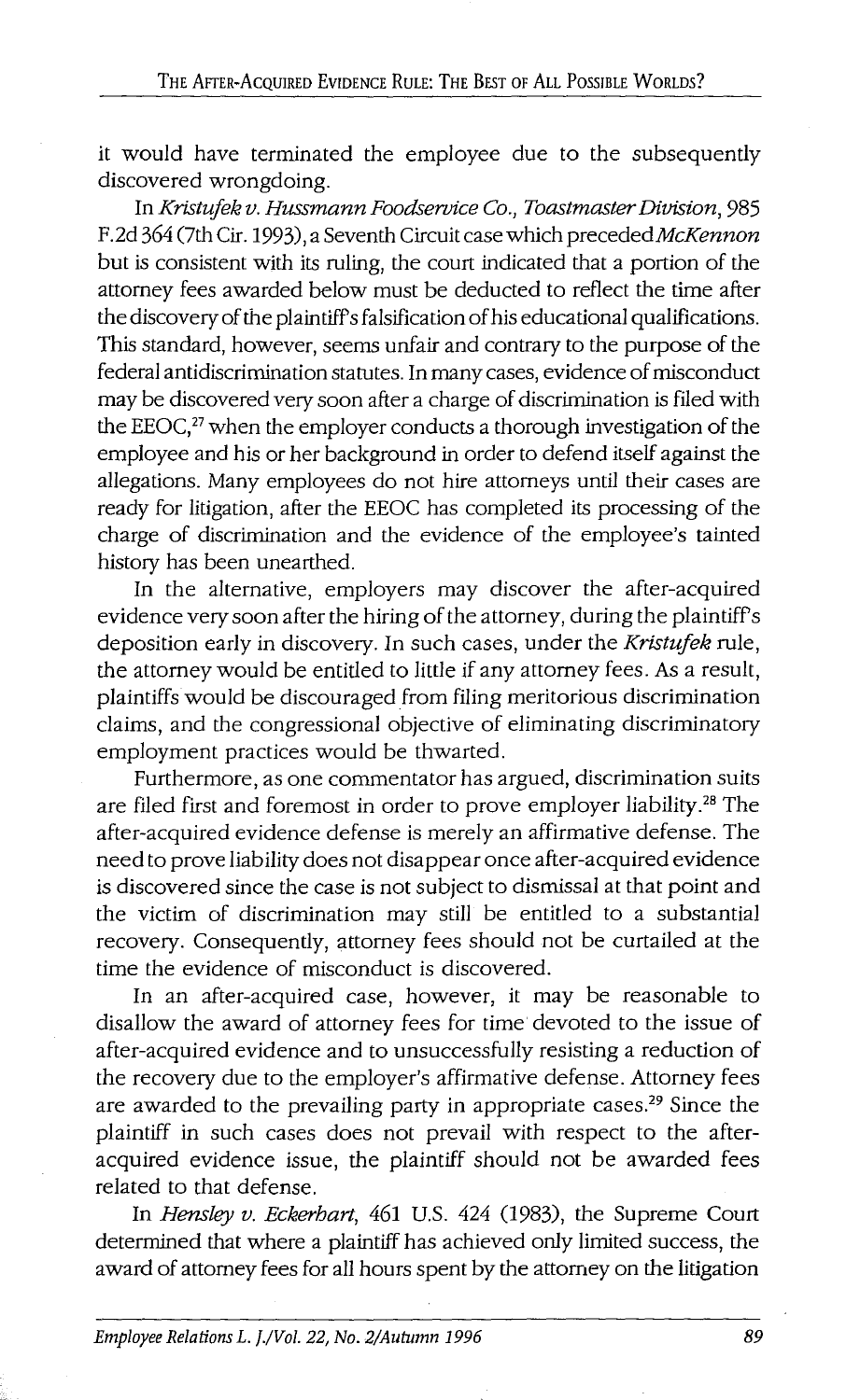it would have terminated the employee due to the subsequently discovered wrongdoing.

In *Kristufek v. Hussmann Foodservice Co., Toastmaster Division*, 985 F.2d 364 (7th Cir. 1993), a Seventh Circuit case which preceded *McKennon* but is consistent with its ruling, the court indicated that a portion of the attorney fees awarded below must be deducted to reflect the time after the discovery of the plaintiff's falsification of his educational qualifications. This standard, however, seems unfair and contrary to the purpose of the federal antidiscrimination statutes. In many cases, evidence of misconduct may be discovered very soon after a charge of discrimination is filed with the EEOC,[27] when the employer conducts a thorough investigation of the employee and his or her background in order to defend itself against the allegations. Many employees do not hire attorneys until their cases are ready for litigation, after the EEOC has completed its processing of the charge of discrimination and the evidence of the employee's tainted history has been unearthed.

In the alternative, employers may discover the after-acquired evidence very soon after the hiring of the attorney, during the plaintiff's deposition early in discovery. In such cases, under the *Kristufek* rule, the attorney would be entitled to little if any attorney fees. As a result, plaintiffs would be discouraged from filing meritorious discrimination claims, and the congressional objective of eliminating discriminatory employment practices would be thwarted.

Furthermore, as one commentator has argued, discrimination suits are filed first and foremost in order to prove employer liability.[28] The after-acquired evidence defense is merely an affirmative defense. The need to prove liability does not disappear once after-acquired evidence is discovered since the case is not subject to dismissal at that point and the victim of discrimination may still be entitled to a substantial recovery. Consequently, attorney fees should not be curtailed at the time the evidence of misconduct is discovered.

In an after-acquired case, however, it may be reasonable to disallow the award of attorney fees for time devoted to the issue of after-acquired evidence and to unsuccessfully resisting a reduction of the recovery due to the employer's affirmative defense. Attorney fees are awarded to the prevailing party in appropriate cases.[29] Since the plaintiff in such cases does not prevail with respect to the after-acquired evidence issue, the plaintiff should not be awarded fees related to that defense.

In *Hensley v. Eckerhart*, 461 U.S. 424 (1983), the Supreme Court determined that where a plaintiff has achieved only limited success, the award of attorney fees for all hours spent by the attorney on the litigation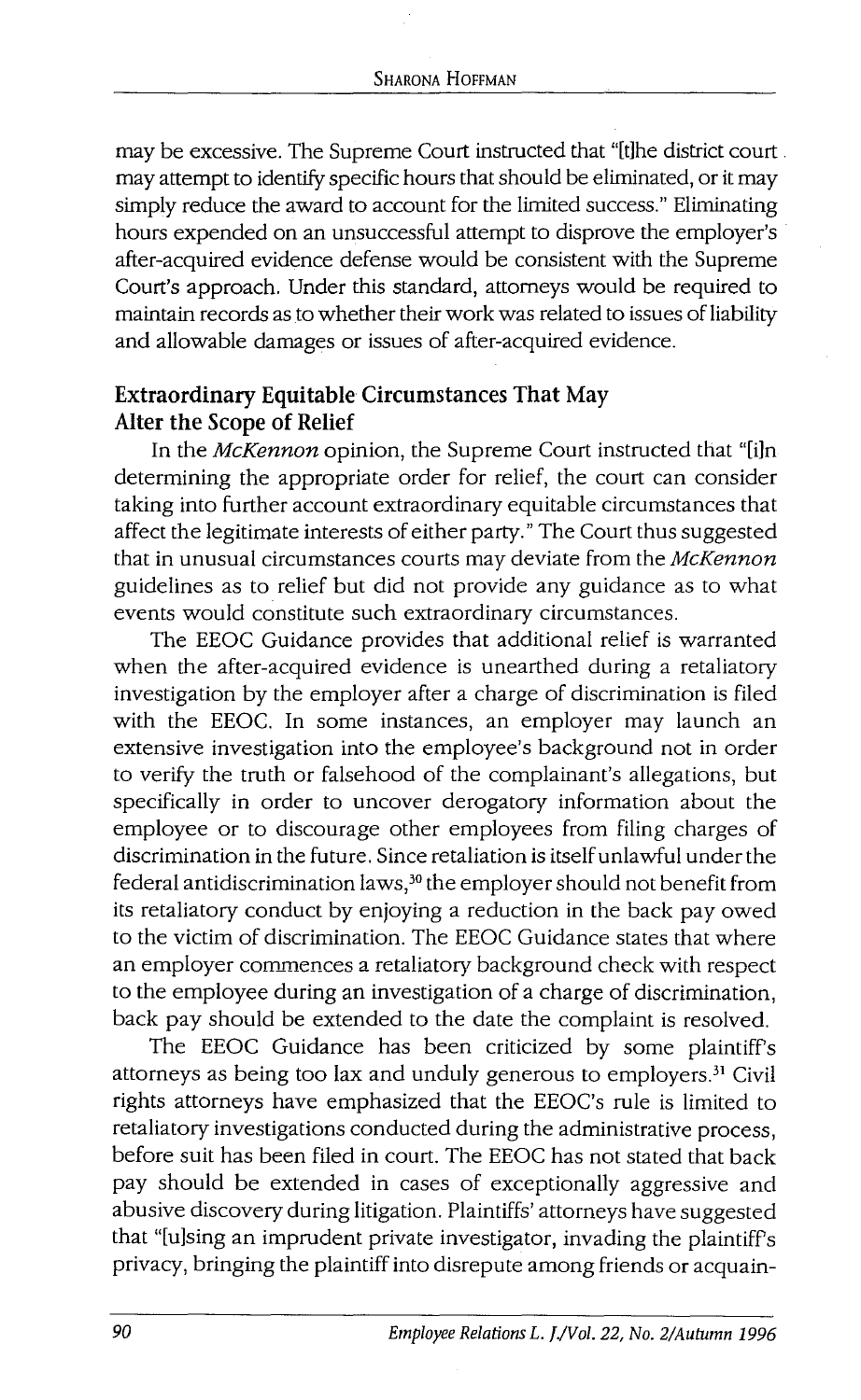may be excessive. The Supreme Court instructed that "[t]he district court may attempt to identify specific hours that should be eliminated, or it may simply reduce the award to account for the limited success." Eliminating hours expended on an unsuccessful attempt to disprove the employer's after-acquired evidence defense would be consistent with the Supreme Court's approach. Under this standard, attorneys would be required to maintain records as to whether their work was related to issues of liability and allowable damages or issues of after-acquired evidence.

### Extraordinary Equitable Circumstances That May Alter the Scope of Relief

In the *McKennon* opinion, the Supreme Court instructed that "[i]n determining the appropriate order for relief, the court can consider taking into further account extraordinary equitable circumstances that affect the legitimate interests of either party." The Court thus suggested that in unusual circumstances courts may deviate from the *McKennon* guidelines as to relief but did not provide any guidance as to what events would constitute such extraordinary circumstances.

The EEOC Guidance provides that additional relief is warranted when the after-acquired evidence is unearthed during a retaliatory investigation by the employer after a charge of discrimination is filed with the EEOC. In some instances, an employer may launch an extensive investigation into the employee's background not in order to verify the truth or falsehood of the complainant's allegations, but specifically in order to uncover derogatory information about the employee or to discourage other employees from filing charges of discrimination in the future. Since retaliation is itself unlawful under the federal antidiscrimination laws,[30] the employer should not benefit from its retaliatory conduct by enjoying a reduction in the back pay owed to the victim of discrimination. The EEOC Guidance states that where an employer commences a retaliatory background check with respect to the employee during an investigation of a charge of discrimination, back pay should be extended to the date the complaint is resolved.

The EEOC Guidance has been criticized by some plaintiff's attorneys as being too lax and unduly generous to employers.[31] Civil rights attorneys have emphasized that the EEOC's rule is limited to retaliatory investigations conducted during the administrative process, before suit has been filed in court. The EEOC has not stated that back pay should be extended in cases of exceptionally aggressive and abusive discovery during litigation. Plaintiffs' attorneys have suggested that "[u]sing an imprudent private investigator, invading the plaintiff's privacy, bringing the plaintiff into disrepute among friends or acquain-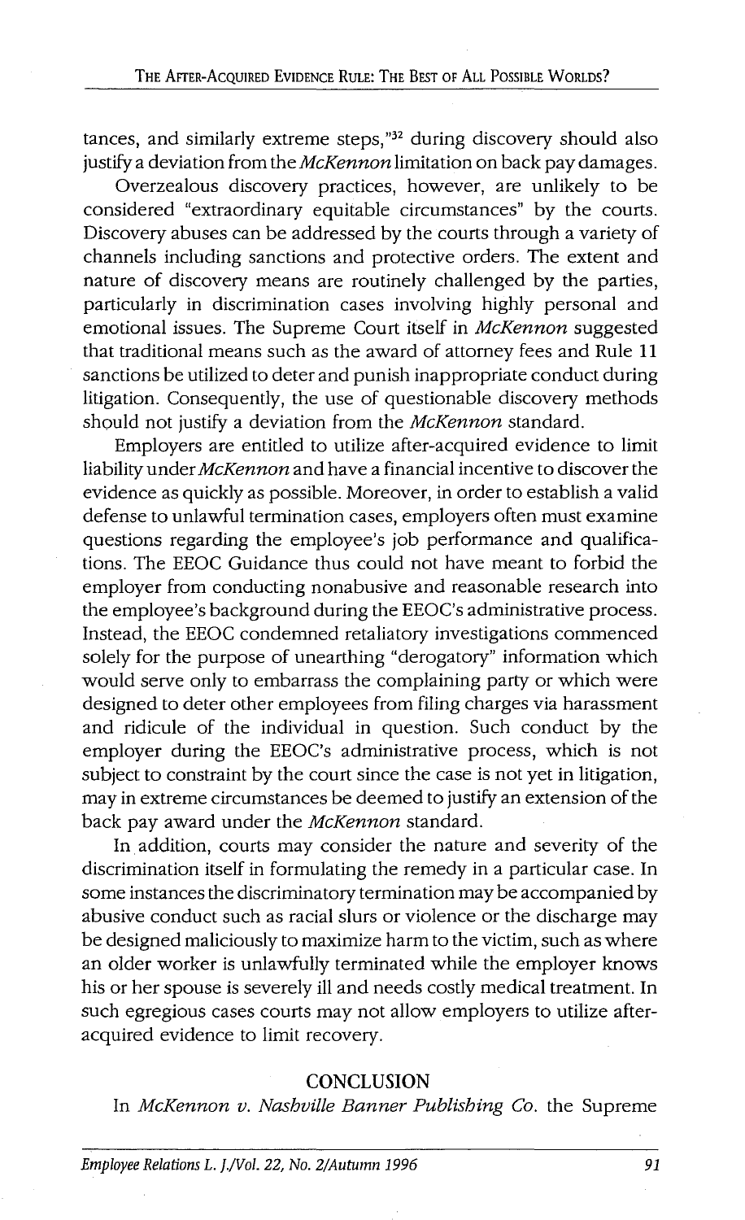tances, and similarly extreme steps,"[32] during discovery should also justify a deviation from the *McKennon* limitation on back pay damages.

Overzealous discovery practices, however, are unlikely to be considered "extraordinary equitable circumstances" by the courts. Discovery abuses can be addressed by the courts through a variety of channels including sanctions and protective orders. The extent and nature of discovery means are routinely challenged by the parties, particularly in discrimination cases involving highly personal and emotional issues. The Supreme Court itself in *McKennon* suggested that traditional means such as the award of attorney fees and Rule 11 sanctions be utilized to deter and punish inappropriate conduct during litigation. Consequently, the use of questionable discovery methods should not justify a deviation from the *McKennon* standard.

Employers are entitled to utilize after-acquired evidence to limit liability under *McKennon* and have a financial incentive to discover the evidence as quickly as possible. Moreover, in order to establish a valid defense to unlawful termination cases, employers often must examine questions regarding the employee's job performance and qualifications. The EEOC Guidance thus could not have meant to forbid the employer from conducting nonabusive and reasonable research into the employee's background during the EEOC's administrative process. Instead, the EEOC condemned retaliatory investigations commenced solely for the purpose of unearthing "derogatory" information which would serve only to embarrass the complaining party or which were designed to deter other employees from filing charges via harassment and ridicule of the individual in question. Such conduct by the employer during the EEOC's administrative process, which is not subject to constraint by the court since the case is not yet in litigation, may in extreme circumstances be deemed to justify an extension of the back pay award under the *McKennon* standard.

In addition, courts may consider the nature and severity of the discrimination itself in formulating the remedy in a particular case. In some instances the discriminatory termination may be accompanied by abusive conduct such as racial slurs or violence or the discharge may be designed maliciously to maximize harm to the victim, such as where an older worker is unlawfully terminated while the employer knows his or her spouse is severely ill and needs costly medical treatment. In such egregious cases courts may not allow employers to utilize after-acquired evidence to limit recovery.

## CONCLUSION

In *McKennon v. Nashville Banner Publishing Co.* the Supreme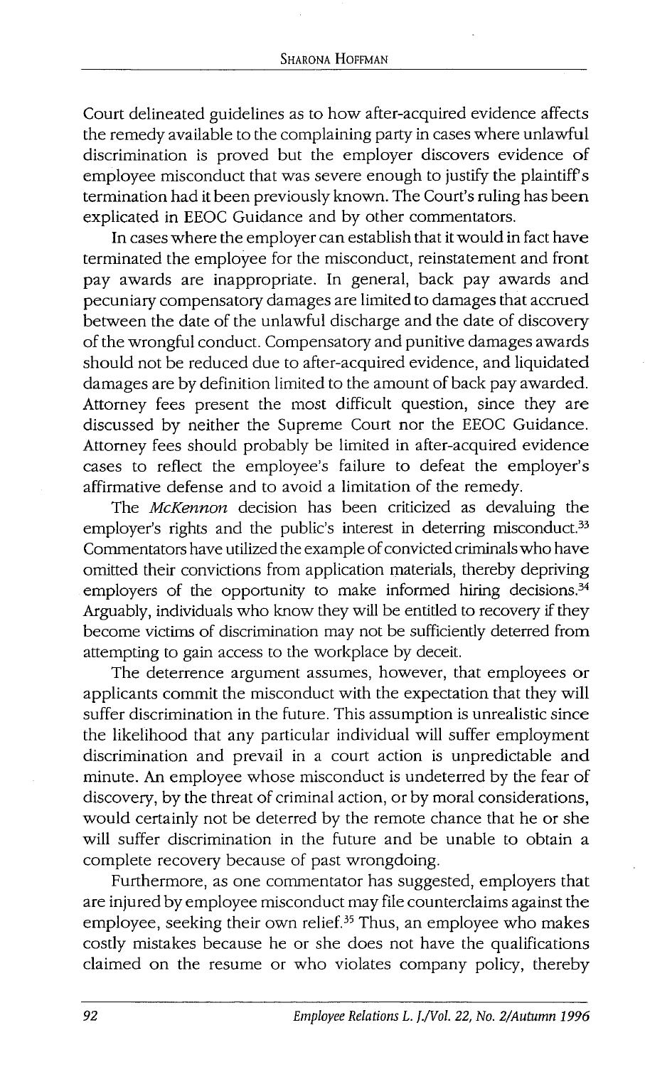Court delineated guidelines as to how after-acquired evidence affects the remedy available to the complaining party in cases where unlawful discrimination is proved but the employer discovers evidence of employee misconduct that was severe enough to justify the plaintiff's termination had it been previously known. The Court's ruling has been explicated in EEOC Guidance and by other commentators.

In cases where the employer can establish that it would in fact have terminated the employee for the misconduct, reinstatement and front pay awards are inappropriate. In general, back pay awards and pecuniary compensatory damages are limited to damages that accrued between the date of the unlawful discharge and the date of discovery of the wrongful conduct. Compensatory and punitive damages awards should not be reduced due to after-acquired evidence, and liquidated damages are by definition limited to the amount of back pay awarded. Attorney fees present the most difficult question, since they are discussed by neither the Supreme Court nor the EEOC Guidance. Attorney fees should probably be limited in after-acquired evidence cases to reflect the employee's failure to defeat the employer's affirmative defense and to avoid a limitation of the remedy.

The *McKennon* decision has been criticized as devaluing the employer's rights and the public's interest in deterring misconduct.[33] Commentators have utilized the example of convicted criminals who have omitted their convictions from application materials, thereby depriving employers of the opportunity to make informed hiring decisions.[34] Arguably, individuals who know they will be entitled to recovery if they become victims of discrimination may not be sufficiently deterred from attempting to gain access to the workplace by deceit.

The deterrence argument assumes, however, that employees or applicants commit the misconduct with the expectation that they will suffer discrimination in the future. This assumption is unrealistic since the likelihood that any particular individual will suffer employment discrimination and prevail in a court action is unpredictable and minute. An employee whose misconduct is undeterred by the fear of discovery, by the threat of criminal action, or by moral considerations, would certainly not be deterred by the remote chance that he or she will suffer discrimination in the future and be unable to obtain a complete recovery because of past wrongdoing.

Furthermore, as one commentator has suggested, employers that are injured by employee misconduct may file counterclaims against the employee, seeking their own relief.[35] Thus, an employee who makes costly mistakes because he or she does not have the qualifications claimed on the resume or who violates company policy, thereby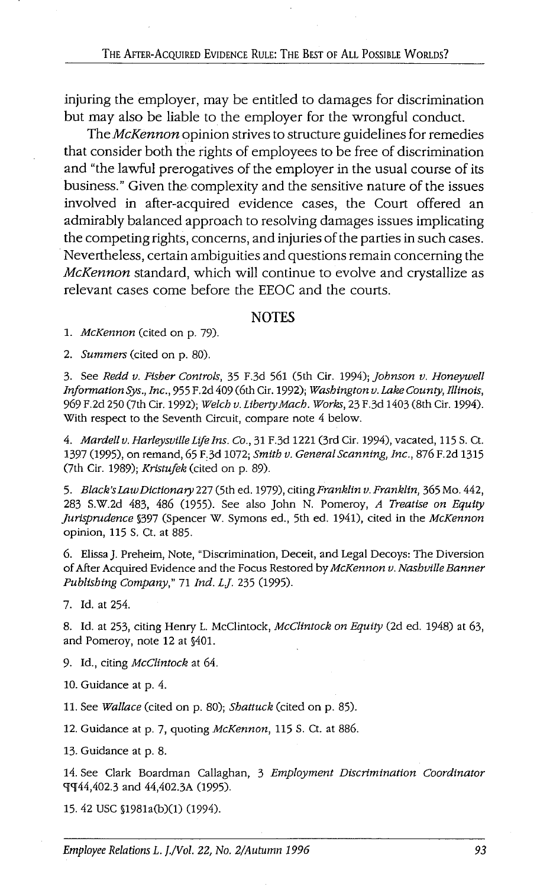injuring the employer, may be entitled to damages for discrimination but may also be liable to the employer for the wrongful conduct.

The *McKennon* opinion strives to structure guidelines for remedies that consider both the rights of employees to be free of discrimination and "the lawful prerogatives of the employer in the usual course of its business." Given the complexity and the sensitive nature of the issues involved in after-acquired evidence cases, the Court offered an admirably balanced approach to resolving damages issues implicating the competing rights, concerns, and injuries of the parties in such cases. Nevertheless, certain ambiguities and questions remain concerning the *McKennon* standard, which will continue to evolve and crystallize as relevant cases come before the EEOC and the courts.

## NOTES

1. *McKennon* (cited on p. 79).

2. *Summers* (cited on p. 80).

3. See *Redd v. Fisher Controls*, 35 F.3d 561 (5th Cir. 1994); *Johnson v. Honeywell Information Sys., Inc.*, 955 F.2d 409 (6th Cir. 1992); *Washington v. Lake County, Illinois*, 969 F.2d 250 (7th Cir. 1992); *Welch v. Liberty Mach. Works*, 23 F.3d 1403 (8th Cir. 1994). With respect to the Seventh Circuit, compare note 4 below.

4. *Mardell v. Harleysville Life Ins. Co.*, 31 F.3d 1221 (3rd Cir. 1994), vacated, 115 S. Ct. 1397 (1995), on remand, 65 F.3d 1072; *Smith v. General Scanning, Inc.*, 876 F.2d 1315 (7th Cir. 1989); *Kristufek* (cited on p. 89).

5. *Black's Law Dictionary* 227 (5th ed. 1979), citing *Franklin v. Franklin*, 365 Mo. 442, 283 S.W.2d 483, 486 (1955). See also John N. Pomeroy, *A Treatise on Equity Jurisprudence* §397 (Spencer W. Symons ed., 5th ed. 1941), cited in the *McKennon* opinion, 115 S. Ct. at 885.

6. Elissa J. Preheim, Note, "Discrimination, Deceit, and Legal Decoys: The Diversion of After Acquired Evidence and the Focus Restored by *McKennon v. Nashville Banner Publishing Company*," 71 *Ind. L.J.* 235 (1995).

7. Id. at 254.

8. Id. at 253, citing Henry L. McClintock, *McClintock on Equity* (2d ed. 1948) at 63, and Pomeroy, note 12 at §401.

9. Id., citing *McClintock* at 64.

10. Guidance at p. 4.

11. See *Wallace* (cited on p. 80); *Shattuck* (cited on p. 85).

12. Guidance at p. 7, quoting *McKennon*, 115 S. Ct. at 886.

13. Guidance at p. 8.

14. See Clark Boardman Callaghan, 3 *Employment Discrimination Coordinator* ¶¶44,402.3 and 44,402.3A (1995).

15. 42 USC §1981a(b)(1) (1994).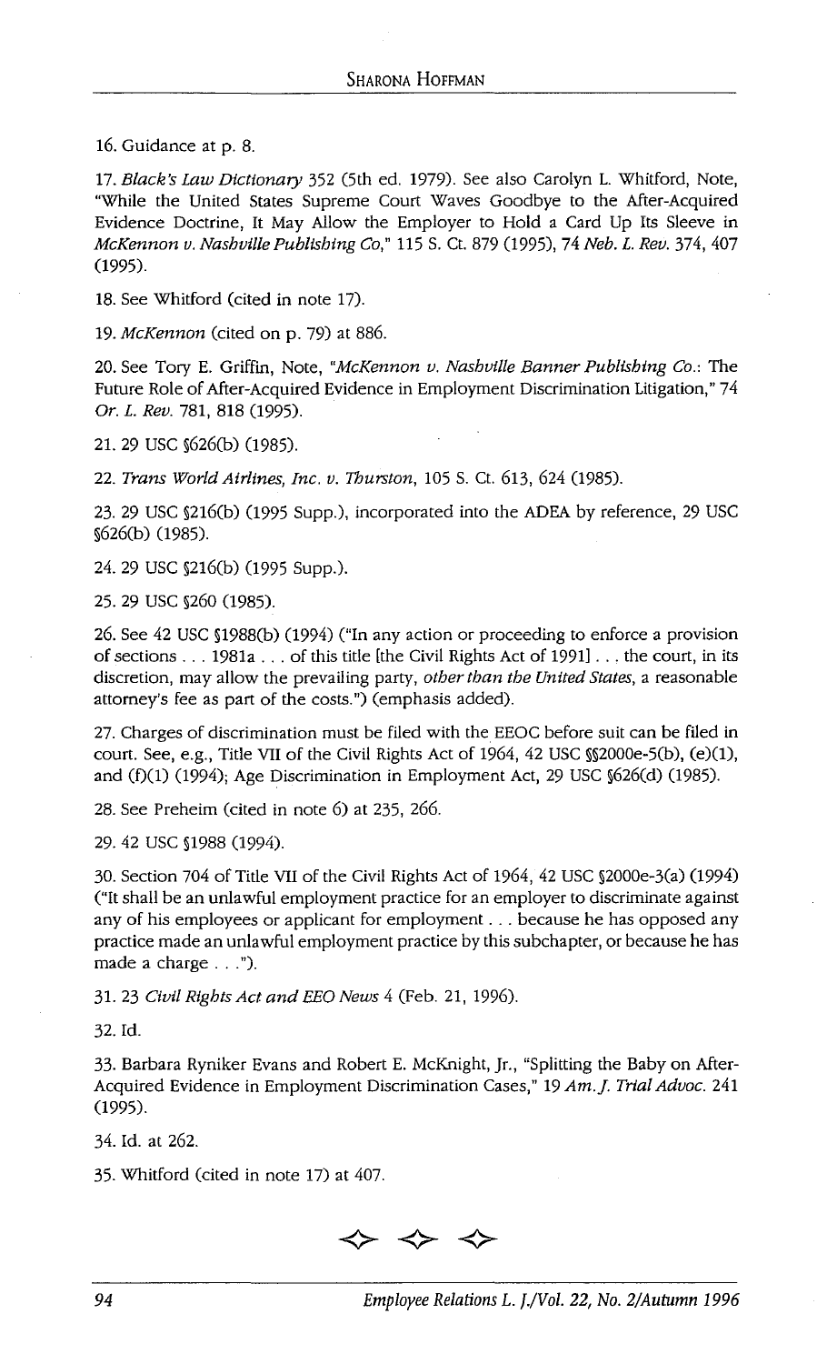16. Guidance at p. 8.

17. *Black's Law Dictionary* 352 (5th ed. 1979). See also Carolyn L. Whitford, Note, "While the United States Supreme Court Waves Goodbye to the After-Acquired Evidence Doctrine, It May Allow the Employer to Hold a Card Up Its Sleeve in *McKennon v. Nashville Publishing Co*," 115 S. Ct. 879 (1995), 74 *Neb. L. Rev.* 374, 407 (1995).

18. See Whitford (cited in note 17).

19. *McKennon* (cited on p. 79) at 886.

20. See Tory E. Griffin, Note, "*McKennon v. Nashville Banner Publishing Co.*: The Future Role of After-Acquired Evidence in Employment Discrimination Litigation," 74 *Or. L. Rev.* 781, 818 (1995).

21. 29 USC §626(b) (1985).

22. *Trans World Airlines, Inc. v. Thurston*, 105 S. Ct. 613, 624 (1985).

23. 29 USC §216(b) (1995 Supp.), incorporated into the ADEA by reference, 29 USC §626(b) (1985).

24. 29 USC §216(b) (1995 Supp.).

25. 29 USC §260 (1985).

26. See 42 USC §1988(b) (1994) ("In any action or proceeding to enforce a provision of sections . . . 1981a . . . of this title [the Civil Rights Act of 1991] . . . the court, in its discretion, may allow the prevailing party, *other than the United States*, a reasonable attorney's fee as part of the costs.") (emphasis added).

27. Charges of discrimination must be filed with the EEOC before suit can be filed in court. See, e.g., Title VII of the Civil Rights Act of 1964, 42 USC §§2000e-5(b), (e)(1), and (f)(1) (1994); Age Discrimination in Employment Act, 29 USC §626(d) (1985).

28. See Preheim (cited in note 6) at 235, 266.

29. 42 USC §1988 (1994).

30. Section 704 of Title VII of the Civil Rights Act of 1964, 42 USC §2000e-3(a) (1994) ("It shall be an unlawful employment practice for an employer to discriminate against any of his employees or applicant for employment . . . because he has opposed any practice made an unlawful employment practice by this subchapter, or because he has made a charge . . .").

31. 23 *Civil Rights Act and EEO News* 4 (Feb. 21, 1996).

32. Id.

33. Barbara Ryniker Evans and Robert E. McKnight, Jr., "Splitting the Baby on After-Acquired Evidence in Employment Discrimination Cases," 19 *Am. J. Trial Advoc.* 241 (1995).

34. Id. at 262.

35. Whitford (cited in note 17) at 407.